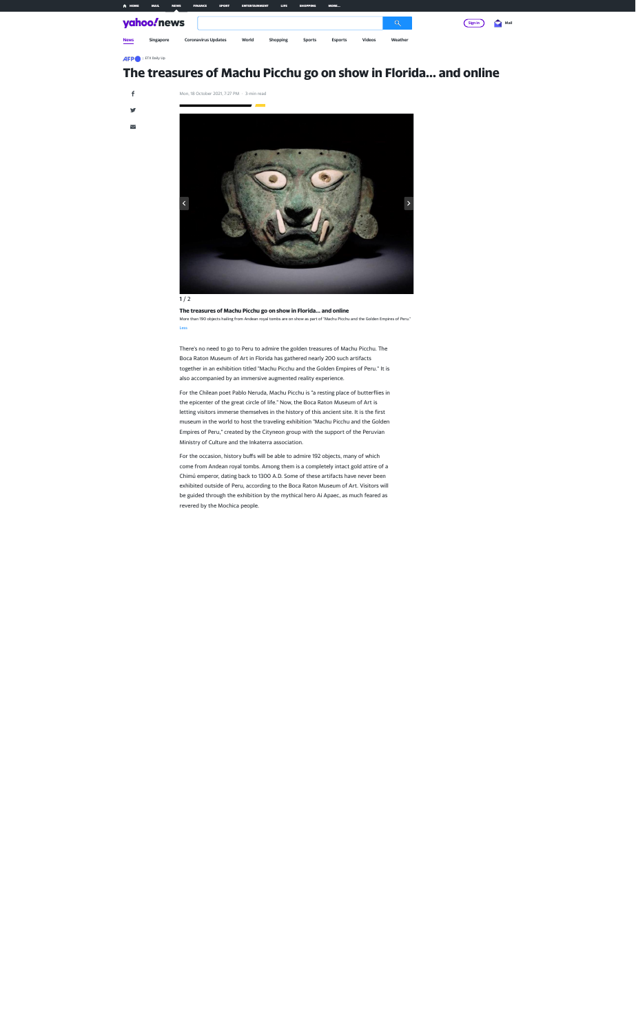AFP | ETX Daily Up

# The treasures of Machu Picchu go on show in Florida... and online

Mon, 18 October 2021, 7:27 PM · 3-min read

1 / 2

**The treasures of Machu Picchu go on show in Florida... and online**

More than 190 objects hailing from Andean royal tombs are on show as part of "Machu Picchu and the Golden Empires of Peru."

There's no need to go to Peru to admire the golden treasures of Machu Picchu. The Boca Raton Museum of Art in Florida has gathered nearly 200 such artifacts together in an exhibition titled "Machu Picchu and the Golden Empires of Peru." It is also accompanied by an immersive augmented reality experience.

For the Chilean poet Pablo Neruda, Machu Picchu is "a resting place of butterflies in the epicenter of the great circle of life." Now, the Boca Raton Museum of Art is letting visitors immerse themselves in the history of this ancient site. It is the first museum in the world to host the traveling exhibition "Machu Picchu and the Golden Empires of Peru," created by the Cityneon group with the support of the Peruvian Ministry of Culture and the Inkaterra association.

For the occasion, history buffs will be able to admire 192 objects, many of which come from Andean royal tombs. Among them is a completely intact gold attire of a Chimú emperor, dating back to 1300 A.D. Some of these artifacts have never been exhibited outside of Peru, according to the Boca Raton Museum of Art. Visitors will be guided through the exhibition by the mythical hero Ai Apaec, as much feared as revered by the Mochica people.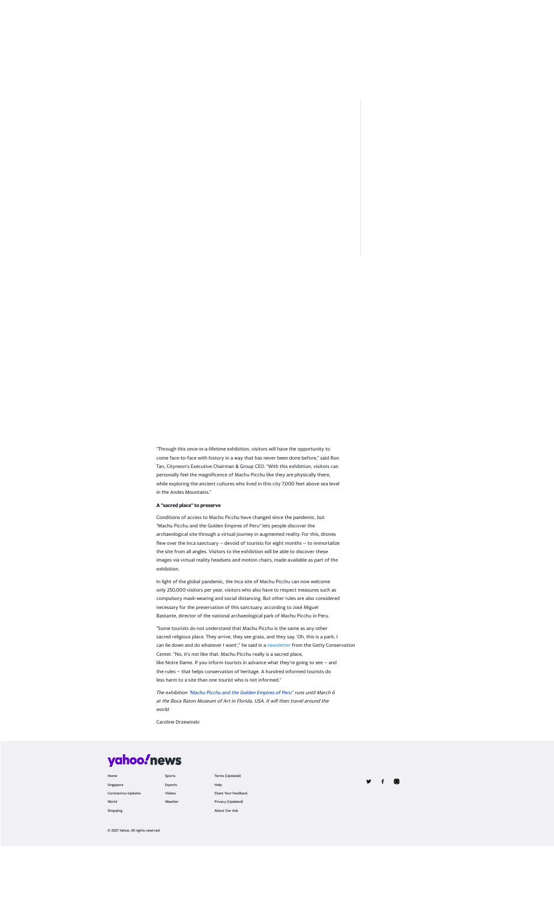"Through this once-in-a-lifetime exhibition, visitors will have the opportunity to come face-to-face with history in a way that has never been done before," said Ron Tan, Cityneon's Executive Chairman & Group CEO. "With this exhibition, visitors can personally feel the magnificence of Machu Picchu like they are physically there, while exploring the ancient cultures who lived in this city 7,000 feet above sea level in the Andes Mountains."

**A "sacred place" to preserve**

Conditions of access to Machu Picchu have changed since the pandemic, but "Machu Picchu and the Golden Empires of Peru" lets people discover the archaeological site through a virtual journey in augmented reality. For this, drones flew over the Inca sanctuary -- devoid of tourists for eight months -- to immortalize the site from all angles. Visitors to the exhibition will be able to discover these images via virtual reality headsets and motion chairs, made available as part of the exhibition.

In light of the global pandemic, the Inca site of Machu Picchu can now welcome only 250,000 visitors per year, visitors who also have to respect measures such as compulsory mask-wearing and social distancing. But other rules are also considered necessary for the preservation of this sanctuary, according to José Miguel Bastante, director of the national archaeological park of Machu Picchu in Peru.

"Some tourists do not understand that Machu Picchu is the same as any other sacred religious place. They arrive, they see grass, and they say, 'Oh, this is a park, I can lie down and do whatever I want'," he said in a newsletter from the Getty Conservation Center. "No, it's not like that. Machu Picchu really is a sacred place, like Notre Dame. If you inform tourists in advance what they're going to see -- and the rules -- that helps conservation of heritage. A hundred informed tourists do less harm to a site than one tourist who is not informed."

*The exhibition "Machu Picchu and the Golden Empires of Peru" runs until March 6 at the Boca Raton Museum of Art in Florida, USA. It will then travel around the world.*

Caroline Drzewinski